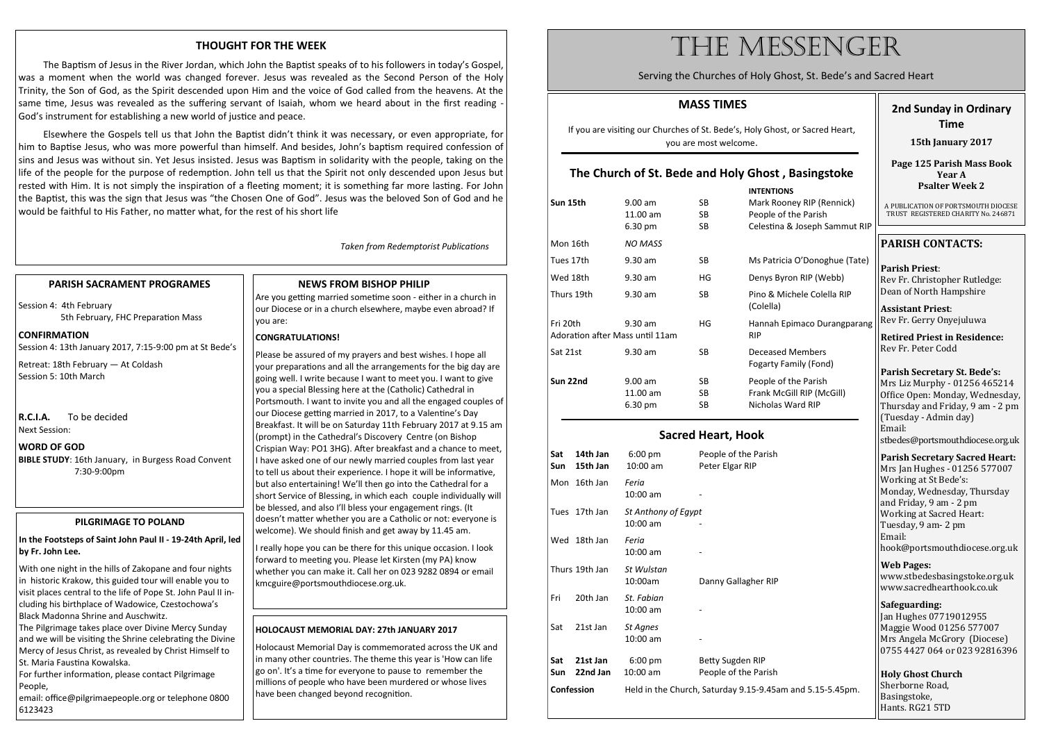# THE MESSENGER

Serving the Churches of Holy Ghost, St. Bede's and Sacred Heart

## 2nd Sunday in Ordinary Time

**15th January 2017**

**Page 125 Parish Mass Book**
**Year A**
**Psalter Week 2**

A PUBLICATION OF PORTSMOUTH DIOCESE TRUST REGISTERED CHARITY No. 246871

## MASS TIMES

If you are visiting our Churches of St. Bede's, Holy Ghost, or Sacred Heart, you are most welcome.

### The Church of St. Bede and Holy Ghost , Basingstoke

| | | | **INTENTIONS** |
|---|---|---|---|
| **Sun 15th** | 9.00 am | SB | Mark Rooney RIP (Rennick) |
| | 11.00 am | SB | People of the Parish |
| | 6.30 pm | SB | Celestina & Joseph Sammut RIP |
| Mon 16th | *NO MASS* | | |
| Tues 17th | 9.30 am | SB | Ms Patricia O'Donoghue (Tate) |
| Wed 18th | 9.30 am | HG | Denys Byron RIP (Webb) |
| Thurs 19th | 9.30 am | SB | Pino & Michele Colella RIP (Colella) |
| Fri 20th | 9.30 am | HG | Hannah Epimaco Durangparang RIP |
| Adoration after Mass until 11am | | | |
| Sat 21st | 9.30 am | SB | Deceased Members Fogarty Family (Fond) |
| **Sun 22nd** | 9.00 am | SB | People of the Parish |
| | 11.00 am | SB | Frank McGill RIP (McGill) |
| | 6.30 pm | SB | Nicholas Ward RIP |

### Sacred Heart, Hook

| | | | |
|---|---|---|---|
| **Sat 14th Jan** | 6:00 pm | | People of the Parish |
| **Sun 15th Jan** | 10:00 am | | Peter Elgar RIP |
| Mon 16th Jan | *Feria* | 10:00 am | - |
| Tues 17th Jan | *St Anthony of Egypt* | 10:00 am | - |
| Wed 18th Jan | *Feria* | 10:00 am | - |
| Thurs 19th Jan | *St Wulstan* | 10:00am | Danny Gallagher RIP |
| Fri 20th Jan | *St. Fabian* | 10:00 am | - |
| Sat 21st Jan | *St Agnes* | 10:00 am | - |
| **Sat 21st Jan** | 6:00 pm | | Betty Sugden RIP |
| **Sun 22nd Jan** | 10:00 am | | People of the Parish |
| **Confession** | Held in the Church, Saturday 9.15-9.45am and 5.15-5.45pm. | | |

## PARISH CONTACTS:

**Parish Priest**:
Rev Fr. Christopher Rutledge: Dean of North Hampshire

**Assistant Priest**:
Rev Fr. Gerry Onyejuluwa

**Retired Priest in Residence:**
Rev Fr. Peter Codd

**Parish Secretary St. Bede's:**
Mrs Liz Murphy - 01256 465214
Office Open: Monday, Wednesday, Thursday and Friday, 9 am - 2 pm (Tuesday - Admin day)
Email:
stbedes@portsmouthdiocese.org.uk

**Parish Secretary Sacred Heart:**
Mrs Jan Hughes - 01256 577007
Working at St Bede's:
Monday, Wednesday, Thursday and Friday, 9 am - 2 pm
Working at Sacred Heart:
Tuesday, 9 am- 2 pm
Email:
hook@portsmouthdiocese.org.uk

**Web Pages:**
www.stbedesbasingstoke.org.uk
www.sacredhearthook.co.uk

**Safeguarding:**
Jan Hughes 07719012955
Maggie Wood 01256 577007
Mrs Angela McGrory (Diocese)
0755 4427 064 or 023 92816396

**Holy Ghost Church**
Sherborne Road,
Basingstoke,
Hants. RG21 5TD

## THOUGHT FOR THE WEEK

The Baptism of Jesus in the River Jordan, which John the Baptist speaks of to his followers in today's Gospel, was a moment when the world was changed forever. Jesus was revealed as the Second Person of the Holy Trinity, the Son of God, as the Spirit descended upon Him and the voice of God called from the heavens. At the same time, Jesus was revealed as the suffering servant of Isaiah, whom we heard about in the first reading - God's instrument for establishing a new world of justice and peace.

Elsewhere the Gospels tell us that John the Baptist didn't think it was necessary, or even appropriate, for him to Baptise Jesus, who was more powerful than himself. And besides, John's baptism required confession of sins and Jesus was without sin. Yet Jesus insisted. Jesus was Baptism in solidarity with the people, taking on the life of the people for the purpose of redemption. John tell us that the Spirit not only descended upon Jesus but rested with Him. It is not simply the inspiration of a fleeting moment; it is something far more lasting. For John the Baptist, this was the sign that Jesus was "the Chosen One of God". Jesus was the beloved Son of God and he would be faithful to His Father, no matter what, for the rest of his short life

*Taken from Redemptorist Publications*

## PARISH SACRAMENT PROGRAMES

Session 4: 4th February
5th February, FHC Preparation Mass

**CONFIRMATION**
Session 4: 13th January 2017, 7:15-9:00 pm at St Bede's

Retreat: 18th February — At Coldash
Session 5: 10th March

**R.C.I.A.** To be decided
Next Session:

**WORD OF GOD**
**BIBLE STUDY**: 16th January, in Burgess Road Convent 7:30-9:00pm

## PILGRIMAGE TO POLAND

**In the Footsteps of Saint John Paul II - 19-24th April, led by Fr. John Lee.**

With one night in the hills of Zakopane and four nights in historic Krakow, this guided tour will enable you to visit places central to the life of Pope St. John Paul II including his birthplace of Wadowice, Czestochowa's Black Madonna Shrine and Auschwitz.
The Pilgrimage takes place over Divine Mercy Sunday and we will be visiting the Shrine celebrating the Divine Mercy of Jesus Christ, as revealed by Christ Himself to St. Maria Faustina Kowalska.
For further information, please contact Pilgrimage People,
email: office@pilgrimaepeople.org or telephone 0800 6123423

## NEWS FROM BISHOP PHILIP

Are you getting married sometime soon - either in a church in our Diocese or in a church elsewhere, maybe even abroad? If you are:

**CONGRATULATIONS!**

Please be assured of my prayers and best wishes. I hope all your preparations and all the arrangements for the big day are going well. I write because I want to meet you. I want to give you a special Blessing here at the (Catholic) Cathedral in Portsmouth. I want to invite you and all the engaged couples of our Diocese getting married in 2017, to a Valentine's Day Breakfast. It will be on Saturday 11th February 2017 at 9.15 am (prompt) in the Cathedral's Discovery Centre (on Bishop Crispian Way: PO1 3HG). After breakfast and a chance to meet, I have asked one of our newly married couples from last year to tell us about their experience. I hope it will be informative, but also entertaining! We'll then go into the Cathedral for a short Service of Blessing, in which each couple individually will be blessed, and also I'll bless your engagement rings. (It doesn't matter whether you are a Catholic or not: everyone is welcome). We should finish and get away by 11.45 am.

I really hope you can be there for this unique occasion. I look forward to meeting you. Please let Kirsten (my PA) know whether you can make it. Call her on 023 9282 0894 or email kmcguire@portsmouthdiocese.org.uk.

## HOLOCAUST MEMORIAL DAY: 27th JANUARY 2017

Holocaust Memorial Day is commemorated across the UK and in many other countries. The theme this year is 'How can life go on'. It's a time for everyone to pause to remember the millions of people who have been murdered or whose lives have been changed beyond recognition.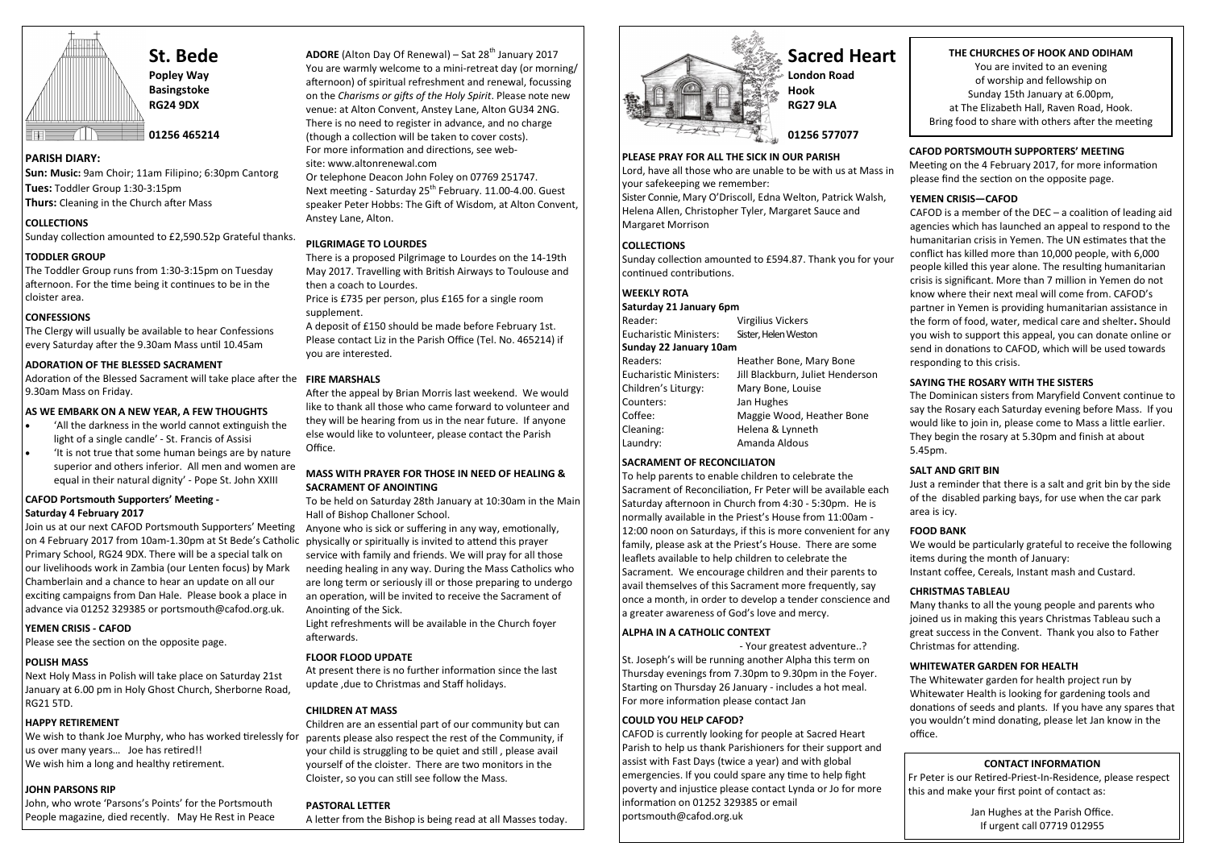# St. Bede

**Popley Way**
**Basingstoke**
**RG24 9DX**

**01256 465214**

### PARISH DIARY:

**Sun: Music:** 9am Choir; 11am Filipino; 6:30pm Cantorg
**Tues:** Toddler Group 1:30-3:15pm
**Thurs:** Cleaning in the Church after Mass

### COLLECTIONS

Sunday collection amounted to £2,590.52p Grateful thanks.

### TODDLER GROUP

The Toddler Group runs from 1:30-3:15pm on Tuesday afternoon. For the time being it continues to be in the cloister area.

### CONFESSIONS

The Clergy will usually be available to hear Confessions every Saturday after the 9.30am Mass until 10.45am

### ADORATION OF THE BLESSED SACRAMENT

Adoration of the Blessed Sacrament will take place after the 9.30am Mass on Friday.

### AS WE EMBARK ON A NEW YEAR, A FEW THOUGHTS

- 'All the darkness in the world cannot extinguish the light of a single candle' - St. Francis of Assisi
- 'It is not true that some human beings are by nature superior and others inferior. All men and women are equal in their natural dignity' - Pope St. John XXIII

### CAFOD Portsmouth Supporters' Meeting - Saturday 4 February 2017

Join us at our next CAFOD Portsmouth Supporters' Meeting on 4 February 2017 from 10am-1.30pm at St Bede's Catholic Primary School, RG24 9DX. There will be a special talk on our livelihoods work in Zambia (our Lenten focus) by Mark Chamberlain and a chance to hear an update on all our exciting campaigns from Dan Hale. Please book a place in advance via 01252 329385 or portsmouth@cafod.org.uk.

### YEMEN CRISIS - CAFOD

Please see the section on the opposite page.

### POLISH MASS

Next Holy Mass in Polish will take place on Saturday 21st January at 6.00 pm in Holy Ghost Church, Sherborne Road, RG21 5TD.

### HAPPY RETIREMENT

We wish to thank Joe Murphy, who has worked tirelessly for us over many years… Joe has retired!!
We wish him a long and healthy retirement.

### JOHN PARSONS RIP

John, who wrote 'Parsons's Points' for the Portsmouth People magazine, died recently. May He Rest in Peace

**ADORE** (Alton Day Of Renewal) – Sat 28th January 2017
You are warmly welcome to a mini-retreat day (or morning/afternoon) of spiritual refreshment and renewal, focussing on the *Charisms or gifts of the Holy Spirit*. Please note new venue: at Alton Convent, Anstey Lane, Alton GU34 2NG. There is no need to register in advance, and no charge (though a collection will be taken to cover costs). For more information and directions, see website: www.altonrenewal.com
Or telephone Deacon John Foley on 07769 251747.
Next meeting - Saturday 25th February. 11.00-4.00. Guest speaker Peter Hobbs: The Gift of Wisdom, at Alton Convent, Anstey Lane, Alton.

### PILGRIMAGE TO LOURDES

There is a proposed Pilgrimage to Lourdes on the 14-19th May 2017. Travelling with British Airways to Toulouse and then a coach to Lourdes.
Price is £735 per person, plus £165 for a single room supplement.
A deposit of £150 should be made before February 1st. Please contact Liz in the Parish Office (Tel. No. 465214) if you are interested.

### FIRE MARSHALS

After the appeal by Brian Morris last weekend. We would like to thank all those who came forward to volunteer and they will be hearing from us in the near future. If anyone else would like to volunteer, please contact the Parish Office.

### MASS WITH PRAYER FOR THOSE IN NEED OF HEALING & SACRAMENT OF ANOINTING

To be held on Saturday 28th January at 10:30am in the Main Hall of Bishop Challoner School.
Anyone who is sick or suffering in any way, emotionally, physically or spiritually is invited to attend this prayer service with family and friends. We will pray for all those needing healing in any way. During the Mass Catholics who are long term or seriously ill or those preparing to undergo an operation, will be invited to receive the Sacrament of Anointing of the Sick.
Light refreshments will be available in the Church foyer afterwards.

### FLOOR FLOOD UPDATE

At present there is no further information since the last update ,due to Christmas and Staff holidays.

### CHILDREN AT MASS

Children are an essential part of our community but can parents please also respect the rest of the Community, if your child is struggling to be quiet and still , please avail yourself of the cloister. There are two monitors in the Cloister, so you can still see follow the Mass.

### PASTORAL LETTER

A letter from the Bishop is being read at all Masses today.

# Sacred Heart

**London Road**
**Hook**
**RG27 9LA**

**01256 577077**

### PLEASE PRAY FOR ALL THE SICK IN OUR PARISH

Lord, have all those who are unable to be with us at Mass in your safekeeping we remember:
Sister Connie, Mary O'Driscoll, Edna Welton, Patrick Walsh, Helena Allen, Christopher Tyler, Margaret Sauce and Margaret Morrison

### COLLECTIONS

Sunday collection amounted to £594.87. Thank you for your continued contributions.

### WEEKLY ROTA

**Saturday 21 January 6pm**

| | |
|---|---|
| Reader: | Virgilius Vickers |
| Eucharistic Ministers: | Sister, Helen Weston |

**Sunday 22 January 10am**

| | |
|---|---|
| Readers: | Heather Bone, Mary Bone |
| Eucharistic Ministers: | Jill Blackburn, Juliet Henderson |
| Children's Liturgy: | Mary Bone, Louise |
| Counters: | Jan Hughes |
| Coffee: | Maggie Wood, Heather Bone |
| Cleaning: | Helena & Lynneth |
| Laundry: | Amanda Aldous |

### SACRAMENT OF RECONCILIATON

To help parents to enable children to celebrate the Sacrament of Reconciliation, Fr Peter will be available each Saturday afternoon in Church from 4:30 - 5:30pm. He is normally available in the Priest's House from 11:00am - 12:00 noon on Saturdays, if this is more convenient for any family, please ask at the Priest's House. There are some leaflets available to help children to celebrate the Sacrament. We encourage children and their parents to avail themselves of this Sacrament more frequently, say once a month, in order to develop a tender conscience and a greater awareness of God's love and mercy.

### ALPHA IN A CATHOLIC CONTEXT

- Your greatest adventure..?

St. Joseph's will be running another Alpha this term on Thursday evenings from 7.30pm to 9.30pm in the Foyer. Starting on Thursday 26 January - includes a hot meal. For more information please contact Jan

### COULD YOU HELP CAFOD?

CAFOD is currently looking for people at Sacred Heart Parish to help us thank Parishioners for their support and assist with Fast Days (twice a year) and with global emergencies. If you could spare any time to help fight poverty and injustice please contact Lynda or Jo for more information on 01252 329385 or email portsmouth@cafod.org.uk

### THE CHURCHES OF HOOK AND ODIHAM

You are invited to an evening of worship and fellowship on Sunday 15th January at 6.00pm, at The Elizabeth Hall, Raven Road, Hook. Bring food to share with others after the meeting

### CAFOD PORTSMOUTH SUPPORTERS' MEETING

Meeting on the 4 February 2017, for more information please find the section on the opposite page.

### YEMEN CRISIS—CAFOD

CAFOD is a member of the DEC – a coalition of leading aid agencies which has launched an appeal to respond to the humanitarian crisis in Yemen. The UN estimates that the conflict has killed more than 10,000 people, with 6,000 people killed this year alone. The resulting humanitarian crisis is significant. More than 7 million in Yemen do not know where their next meal will come from. CAFOD's partner in Yemen is providing humanitarian assistance in the form of food, water, medical care and shelter**.** Should you wish to support this appeal, you can donate online or send in donations to CAFOD, which will be used towards responding to this crisis.

### SAYING THE ROSARY WITH THE SISTERS

The Dominican sisters from Maryfield Convent continue to say the Rosary each Saturday evening before Mass. If you would like to join in, please come to Mass a little earlier. They begin the rosary at 5.30pm and finish at about 5.45pm.

### SALT AND GRIT BIN

Just a reminder that there is a salt and grit bin by the side of the disabled parking bays, for use when the car park area is icy.

### FOOD BANK

We would be particularly grateful to receive the following items during the month of January:
Instant coffee, Cereals, Instant mash and Custard.

### CHRISTMAS TABLEAU

Many thanks to all the young people and parents who joined us in making this years Christmas Tableau such a great success in the Convent. Thank you also to Father Christmas for attending.

### WHITEWATER GARDEN FOR HEALTH

The Whitewater garden for health project run by Whitewater Health is looking for gardening tools and donations of seeds and plants. If you have any spares that you wouldn't mind donating, please let Jan know in the office.

### CONTACT INFORMATION

Fr Peter is our Retired-Priest-In-Residence, please respect this and make your first point of contact as:

Jan Hughes at the Parish Office.
If urgent call 07719 012955